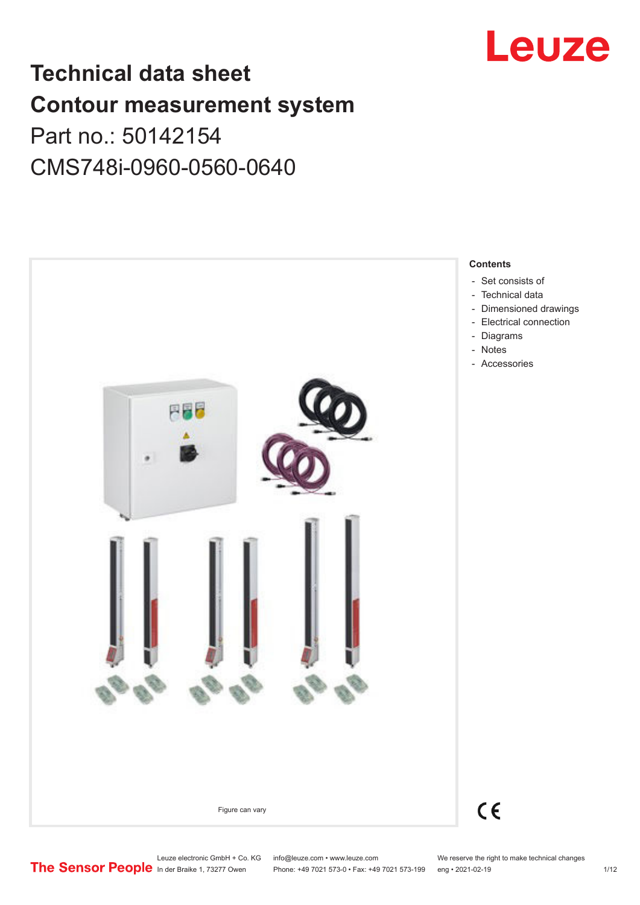# Technical data sheet
# Contour measurement system

Part no.: 50142154

CMS748i-0960-0560-0640

Figure can vary

**Contents**

- Set consists of
- Technical data
- Dimensioned drawings
- Electrical connection
- Diagrams
- Notes
- Accessories

Leuze electronic GmbH + Co. KG
In der Braike 1, 73277 Owen

info@leuze.com • www.leuze.com
Phone: +49 7021 573-0 • Fax: +49 7021 573-199

We reserve the right to make technical changes
eng • 2021-02-19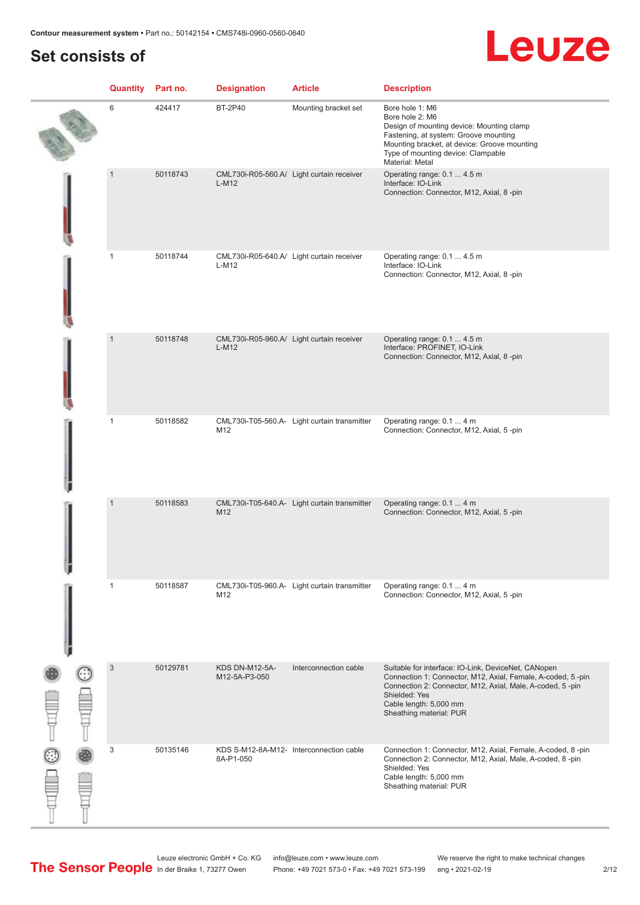## Set consists of

| Quantity | Part no. | Designation | Article | Description |
|---|---|---|---|---|
| 6 | 424417 | BT-2P40 | Mounting bracket set | Bore hole 1: M6<br>Bore hole 2: M6<br>Design of mounting device: Mounting clamp<br>Fastening, at system: Groove mounting<br>Mounting bracket, at device: Groove mounting<br>Type of mounting device: Clampable<br>Material: Metal |
| 1 | 50118743 | CML730i-R05-560.A/L-M12 | Light curtain receiver | Operating range: 0.1 ... 4.5 m<br>Interface: IO-Link<br>Connection: Connector, M12, Axial, 8 -pin |
| 1 | 50118744 | CML730i-R05-640.A/L-M12 | Light curtain receiver | Operating range: 0.1 ... 4.5 m<br>Interface: IO-Link<br>Connection: Connector, M12, Axial, 8 -pin |
| 1 | 50118748 | CML730i-R05-960.A/L-M12 | Light curtain receiver | Operating range: 0.1 ... 4.5 m<br>Interface: PROFINET, IO-Link<br>Connection: Connector, M12, Axial, 8 -pin |
| 1 | 50118582 | CML730i-T05-560.A-M12 | Light curtain transmitter | Operating range: 0.1 ... 4 m<br>Connection: Connector, M12, Axial, 5 -pin |
| 1 | 50118583 | CML730i-T05-640.A-M12 | Light curtain transmitter | Operating range: 0.1 ... 4 m<br>Connection: Connector, M12, Axial, 5 -pin |
| 1 | 50118587 | CML730i-T05-960.A-M12 | Light curtain transmitter | Operating range: 0.1 ... 4 m<br>Connection: Connector, M12, Axial, 5 -pin |
| 3 | 50129781 | KDS DN-M12-5A-M12-5A-P3-050 | Interconnection cable | Suitable for interface: IO-Link, DeviceNet, CANopen<br>Connection 1: Connector, M12, Axial, Female, A-coded, 5 -pin<br>Connection 2: Connector, M12, Axial, Male, A-coded, 5 -pin<br>Shielded: Yes<br>Cable length: 5,000 mm<br>Sheathing material: PUR |
| 3 | 50135146 | KDS S-M12-8A-M12-8A-P1-050 | Interconnection cable | Connection 1: Connector, M12, Axial, Female, A-coded, 8 -pin<br>Connection 2: Connector, M12, Axial, Male, A-coded, 8 -pin<br>Shielded: Yes<br>Cable length: 5,000 mm<br>Sheathing material: PUR |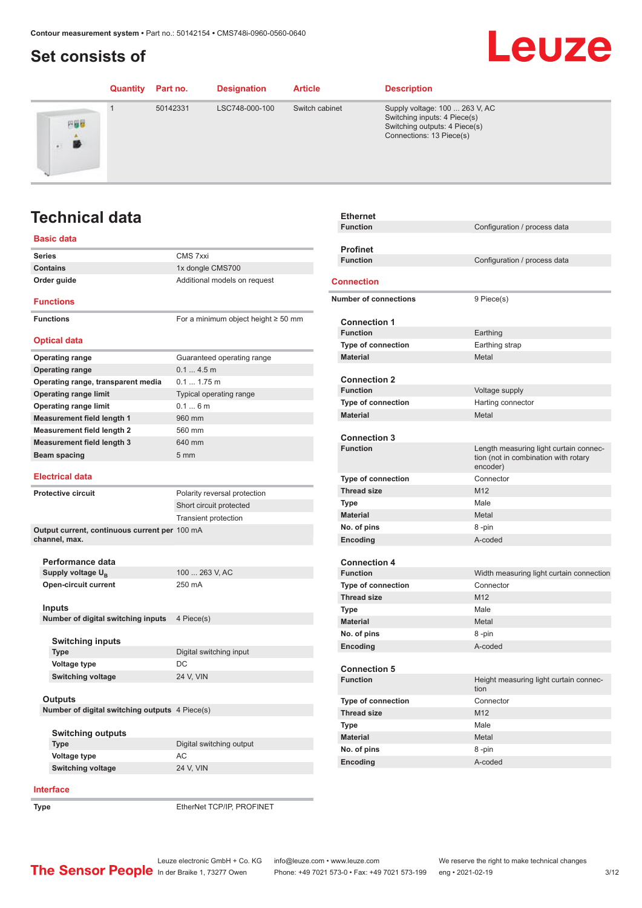# Set consists of

| Quantity | Part no. | Designation | Article | Description |
|---|---|---|---|---|
| 1 | 50142331 | LSC748-000-100 | Switch cabinet | Supply voltage: 100 ... 263 V, AC<br>Switching inputs: 4 Piece(s)<br>Switching outputs: 4 Piece(s)<br>Connections: 13 Piece(s) |

# Technical data

## Basic data

| | |
|---|---|
| **Series** | CMS 7xxi |
| **Contains** | 1x dongle CMS700 |
| **Order guide** | Additional models on request |

## Functions

| | |
|---|---|
| **Functions** | For a minimum object height ≥ 50 mm |

## Optical data

| | |
|---|---|
| **Operating range** | Guaranteed operating range |
| **Operating range** | 0.1 ... 4.5 m |
| **Operating range, transparent media** | 0.1 ... 1.75 m |
| **Operating range limit** | Typical operating range |
| **Operating range limit** | 0.1 ... 6 m |
| **Measurement field length 1** | 960 mm |
| **Measurement field length 2** | 560 mm |
| **Measurement field length 3** | 640 mm |
| **Beam spacing** | 5 mm |

## Electrical data

| | |
|---|---|
| **Protective circuit** | Polarity reversal protection |
| | Short circuit protected |
| | Transient protection |
| **Output current, continuous current per channel, max.** | 100 mA |

### Performance data

| | |
|---|---|
| **Supply voltage $U_B$** | 100 ... 263 V, AC |
| **Open-circuit current** | 250 mA |

### Inputs

| | |
|---|---|
| **Number of digital switching inputs** | 4 Piece(s) |

#### Switching inputs

| | |
|---|---|
| **Type** | Digital switching input |
| **Voltage type** | DC |
| **Switching voltage** | 24 V, VIN |

### Outputs

| | |
|---|---|
| **Number of digital switching outputs** | 4 Piece(s) |

#### Switching outputs

| | |
|---|---|
| **Type** | Digital switching output |
| **Voltage type** | AC |
| **Switching voltage** | 24 V, VIN |

## Interface

| | |
|---|---|
| **Type** | EtherNet TCP/IP, PROFINET |

### Ethernet

| | |
|---|---|
| **Function** | Configuration / process data |

### Profinet

| | |
|---|---|
| **Function** | Configuration / process data |

## Connection

| | |
|---|---|
| **Number of connections** | 9 Piece(s) |

### Connection 1

| | |
|---|---|
| **Function** | Earthing |
| **Type of connection** | Earthing strap |
| **Material** | Metal |

### Connection 2

| | |
|---|---|
| **Function** | Voltage supply |
| **Type of connection** | Harting connector |
| **Material** | Metal |

### Connection 3

| | |
|---|---|
| **Function** | Length measuring light curtain connection (not in combination with rotary encoder) |
| **Type of connection** | Connector |
| **Thread size** | M12 |
| **Type** | Male |
| **Material** | Metal |
| **No. of pins** | 8 -pin |
| **Encoding** | A-coded |

### Connection 4

| | |
|---|---|
| **Function** | Width measuring light curtain connection |
| **Type of connection** | Connector |
| **Thread size** | M12 |
| **Type** | Male |
| **Material** | Metal |
| **No. of pins** | 8 -pin |
| **Encoding** | A-coded |

### Connection 5

| | |
|---|---|
| **Function** | Height measuring light curtain connection |
| **Type of connection** | Connector |
| **Thread size** | M12 |
| **Type** | Male |
| **Material** | Metal |
| **No. of pins** | 8 -pin |
| **Encoding** | A-coded |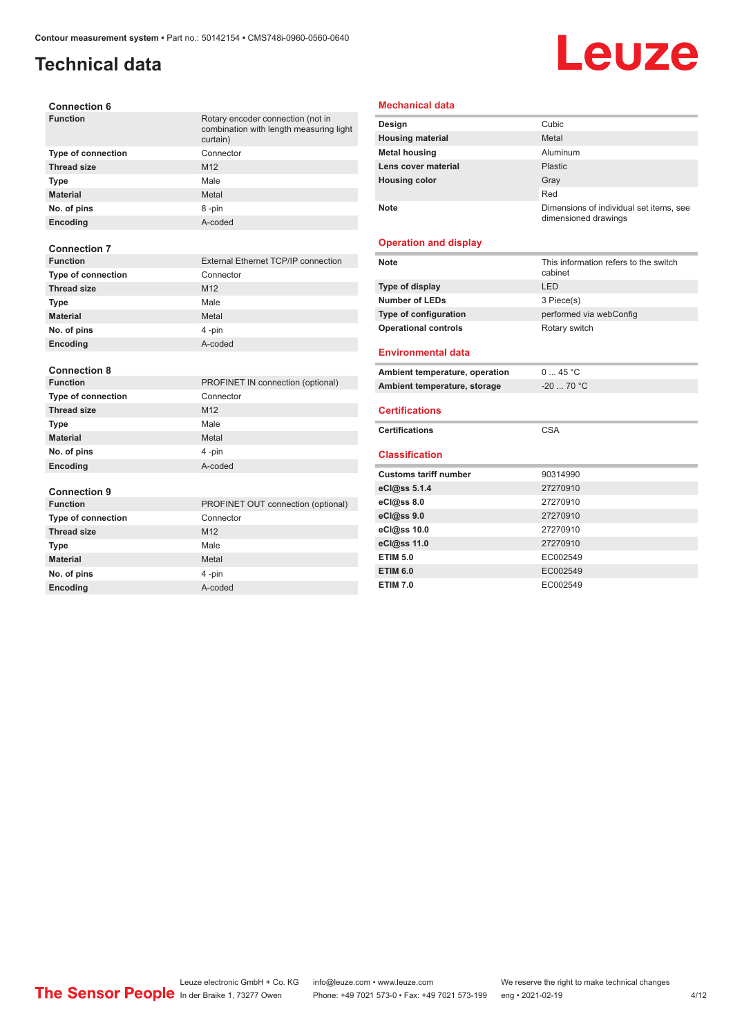# Technical data

### Connection 6

| | |
|---|---|
| **Function** | Rotary encoder connection (not in combination with length measuring light curtain) |
| **Type of connection** | Connector |
| **Thread size** | M12 |
| **Type** | Male |
| **Material** | Metal |
| **No. of pins** | 8 -pin |
| **Encoding** | A-coded |

### Connection 7

| | |
|---|---|
| **Function** | External Ethernet TCP/IP connection |
| **Type of connection** | Connector |
| **Thread size** | M12 |
| **Type** | Male |
| **Material** | Metal |
| **No. of pins** | 4 -pin |
| **Encoding** | A-coded |

### Connection 8

| | |
|---|---|
| **Function** | PROFINET IN connection (optional) |
| **Type of connection** | Connector |
| **Thread size** | M12 |
| **Type** | Male |
| **Material** | Metal |
| **No. of pins** | 4 -pin |
| **Encoding** | A-coded |

### Connection 9

| | |
|---|---|
| **Function** | PROFINET OUT connection (optional) |
| **Type of connection** | Connector |
| **Thread size** | M12 |
| **Type** | Male |
| **Material** | Metal |
| **No. of pins** | 4 -pin |
| **Encoding** | A-coded |

## Mechanical data

| | |
|---|---|
| **Design** | Cubic |
| **Housing material** | Metal |
| **Metal housing** | Aluminum |
| **Lens cover material** | Plastic |
| **Housing color** | Gray |
| | Red |
| **Note** | Dimensions of individual set items, see dimensioned drawings |

## Operation and display

| | |
|---|---|
| **Note** | This information refers to the switch cabinet |
| **Type of display** | LED |
| **Number of LEDs** | 3 Piece(s) |
| **Type of configuration** | performed via webConfig |
| **Operational controls** | Rotary switch |

## Environmental data

| | |
|---|---|
| **Ambient temperature, operation** | 0 ... 45 °C |
| **Ambient temperature, storage** | -20 ... 70 °C |

## Certifications

| | |
|---|---|
| **Certifications** | CSA |

## Classification

| | |
|---|---|
| **Customs tariff number** | 90314990 |
| **eCl@ss 5.1.4** | 27270910 |
| **eCl@ss 8.0** | 27270910 |
| **eCl@ss 9.0** | 27270910 |
| **eCl@ss 10.0** | 27270910 |
| **eCl@ss 11.0** | 27270910 |
| **ETIM 5.0** | EC002549 |
| **ETIM 6.0** | EC002549 |
| **ETIM 7.0** | EC002549 |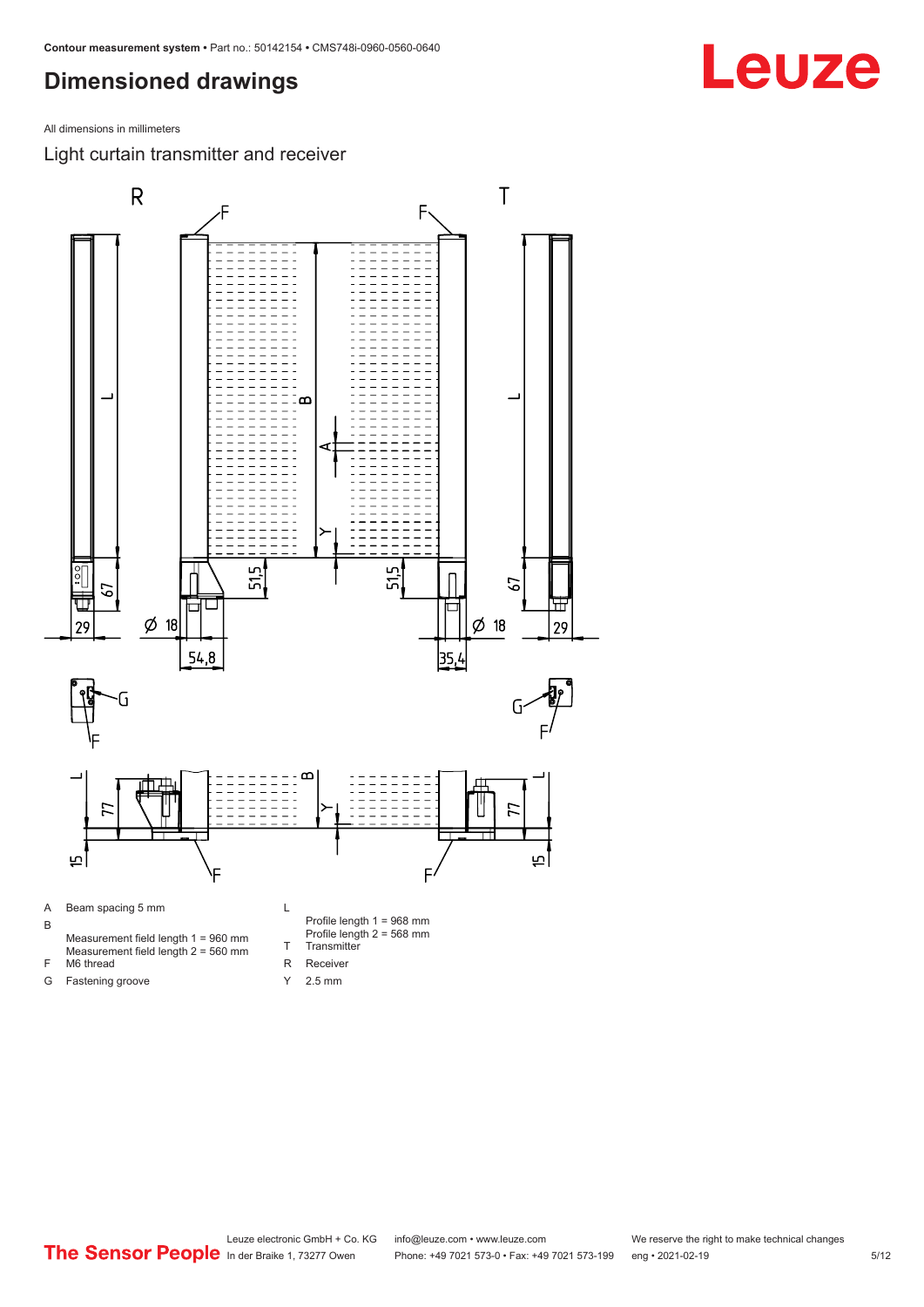# Dimensioned drawings

All dimensions in millimeters

## Light curtain transmitter and receiver

A Beam spacing 5 mm

B
Measurement field length 1 = 960 mm
Measurement field length 2 = 560 mm

F M6 thread

G Fastening groove

L
Profile length 1 = 968 mm
Profile length 2 = 568 mm

T Transmitter

R Receiver

Y 2.5 mm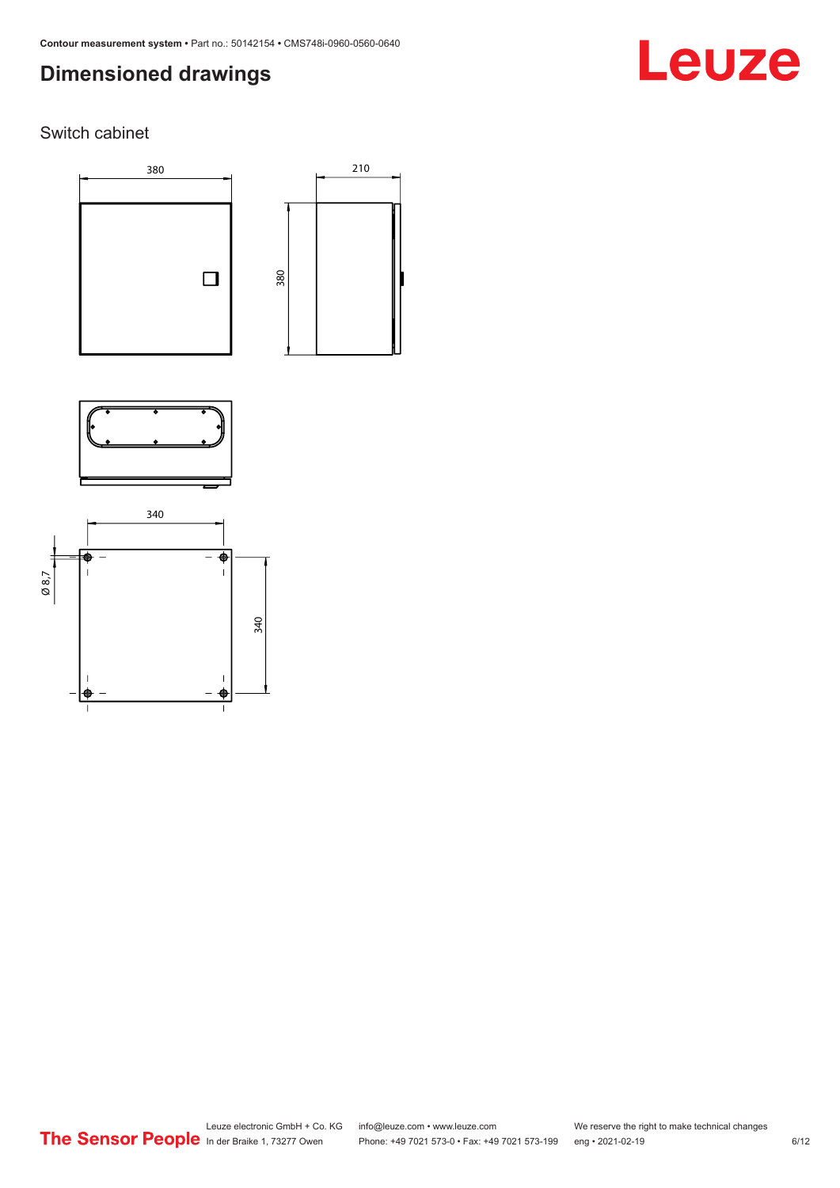# Dimensioned drawings

## Switch cabinet

380

210

380

340

Ø 8,7

340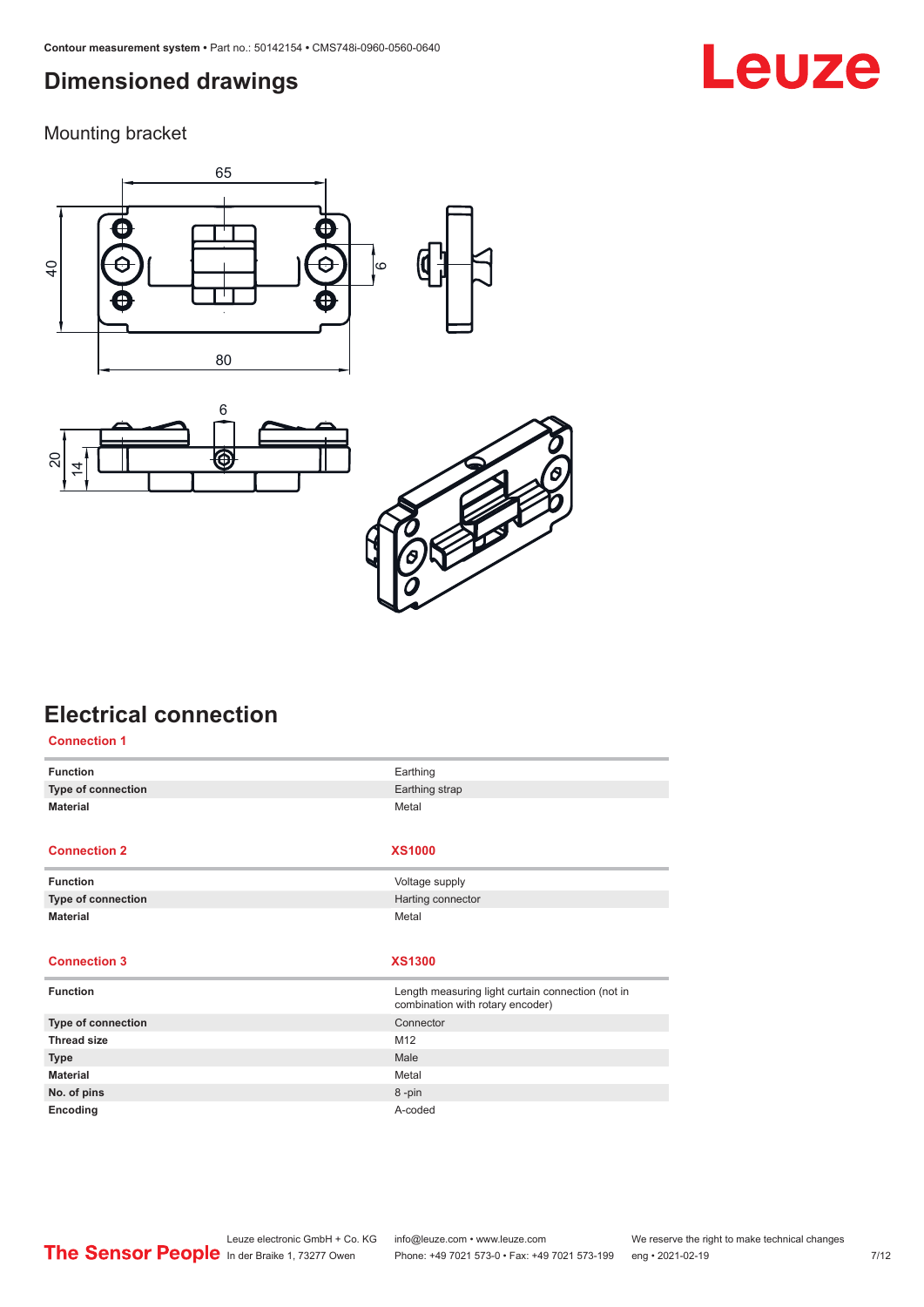## Dimensioned drawings

### Mounting bracket

## Electrical connection

**Connection 1**

| | |
|---|---|
| **Function** | Earthing |
| **Type of connection** | Earthing strap |
| **Material** | Metal |

| **Connection 2** | **XS1000** |
|---|---|
| **Function** | Voltage supply |
| **Type of connection** | Harting connector |
| **Material** | Metal |

| **Connection 3** | **XS1300** |
|---|---|
| **Function** | Length measuring light curtain connection (not in combination with rotary encoder) |
| **Type of connection** | Connector |
| **Thread size** | M12 |
| **Type** | Male |
| **Material** | Metal |
| **No. of pins** | 8 -pin |
| **Encoding** | A-coded |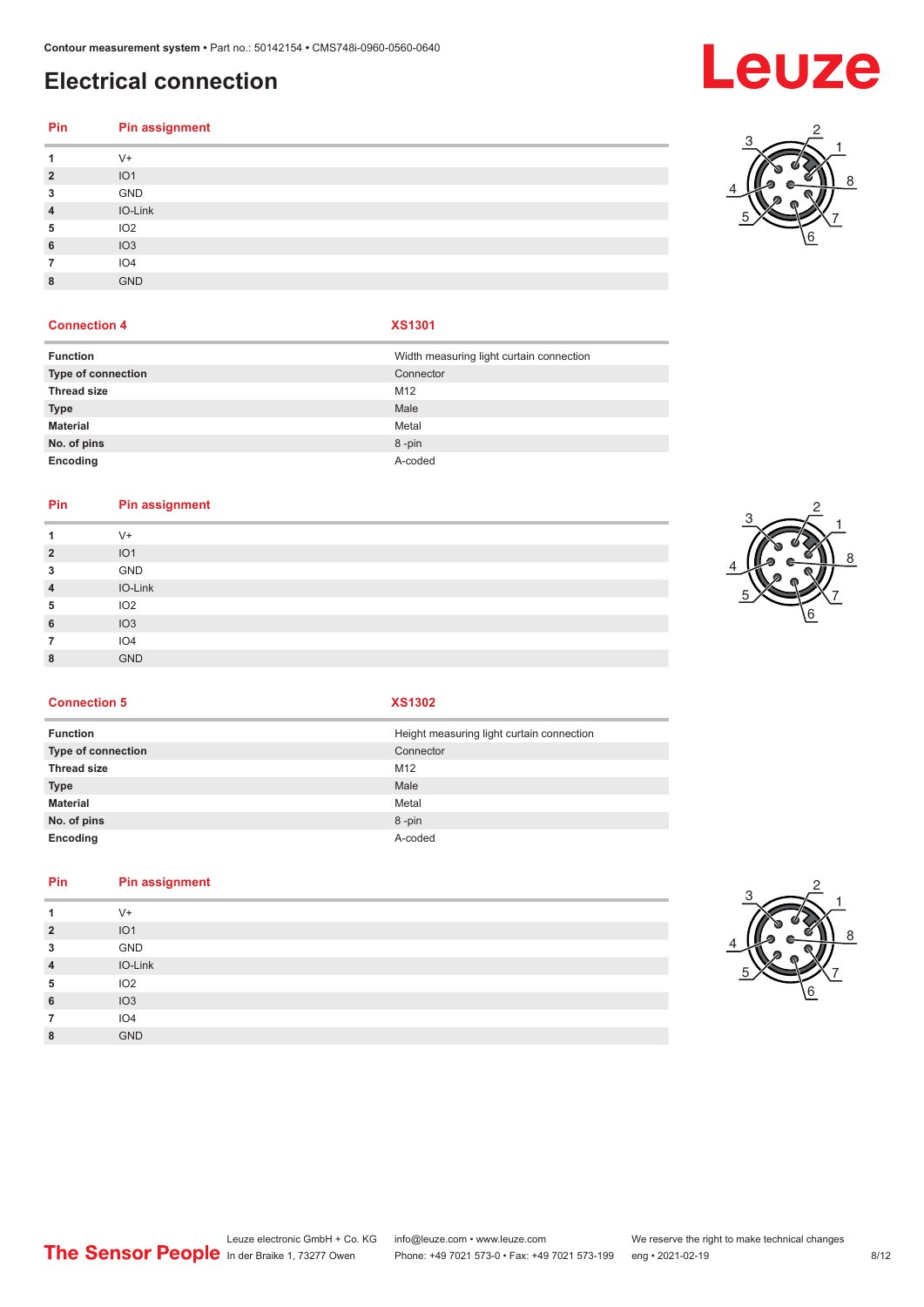## Electrical connection

| Pin | Pin assignment |
|---|---|
| 1 | V+ |
| 2 | IO1 |
| 3 | GND |
| 4 | IO-Link |
| 5 | IO2 |
| 6 | IO3 |
| 7 | IO4 |
| 8 | GND |

| Connection 4 | XS1301 |
|---|---|
| **Function** | Width measuring light curtain connection |
| **Type of connection** | Connector |
| **Thread size** | M12 |
| **Type** | Male |
| **Material** | Metal |
| **No. of pins** | 8 -pin |
| **Encoding** | A-coded |

| Pin | Pin assignment |
|---|---|
| 1 | V+ |
| 2 | IO1 |
| 3 | GND |
| 4 | IO-Link |
| 5 | IO2 |
| 6 | IO3 |
| 7 | IO4 |
| 8 | GND |

| Connection 5 | XS1302 |
|---|---|
| **Function** | Height measuring light curtain connection |
| **Type of connection** | Connector |
| **Thread size** | M12 |
| **Type** | Male |
| **Material** | Metal |
| **No. of pins** | 8 -pin |
| **Encoding** | A-coded |

| Pin | Pin assignment |
|---|---|
| 1 | V+ |
| 2 | IO1 |
| 3 | GND |
| 4 | IO-Link |
| 5 | IO2 |
| 6 | IO3 |
| 7 | IO4 |
| 8 | GND |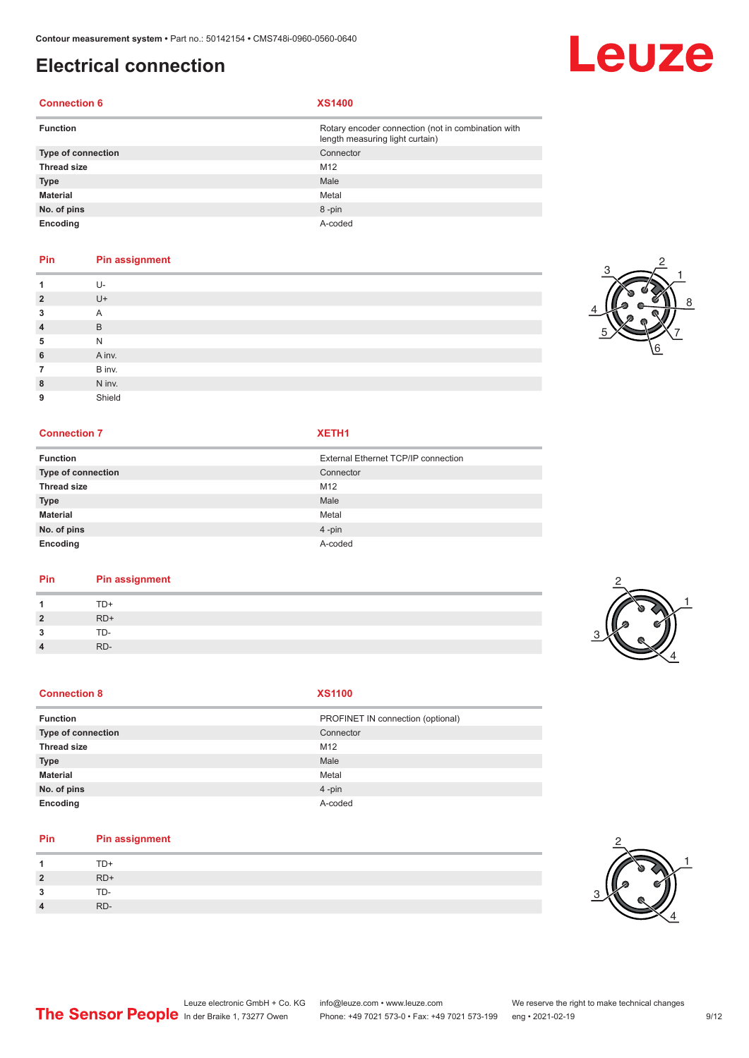# Electrical connection

| Connection 6 | XS1400 |
| --- | --- |
| **Function** | Rotary encoder connection (not in combination with length measuring light curtain) |
| **Type of connection** | Connector |
| **Thread size** | M12 |
| **Type** | Male |
| **Material** | Metal |
| **No. of pins** | 8 -pin |
| **Encoding** | A-coded |

| Pin | Pin assignment |
| --- | --- |
| **1** | U- |
| **2** | U+ |
| **3** | A |
| **4** | B |
| **5** | N |
| **6** | A inv. |
| **7** | B inv. |
| **8** | N inv. |
| **9** | Shield |

| Connection 7 | XETH1 |
| --- | --- |
| **Function** | External Ethernet TCP/IP connection |
| **Type of connection** | Connector |
| **Thread size** | M12 |
| **Type** | Male |
| **Material** | Metal |
| **No. of pins** | 4 -pin |
| **Encoding** | A-coded |

| Pin | Pin assignment |
| --- | --- |
| **1** | TD+ |
| **2** | RD+ |
| **3** | TD- |
| **4** | RD- |

| Connection 8 | XS1100 |
| --- | --- |
| **Function** | PROFINET IN connection (optional) |
| **Type of connection** | Connector |
| **Thread size** | M12 |
| **Type** | Male |
| **Material** | Metal |
| **No. of pins** | 4 -pin |
| **Encoding** | A-coded |

| Pin | Pin assignment |
| --- | --- |
| **1** | TD+ |
| **2** | RD+ |
| **3** | TD- |
| **4** | RD- |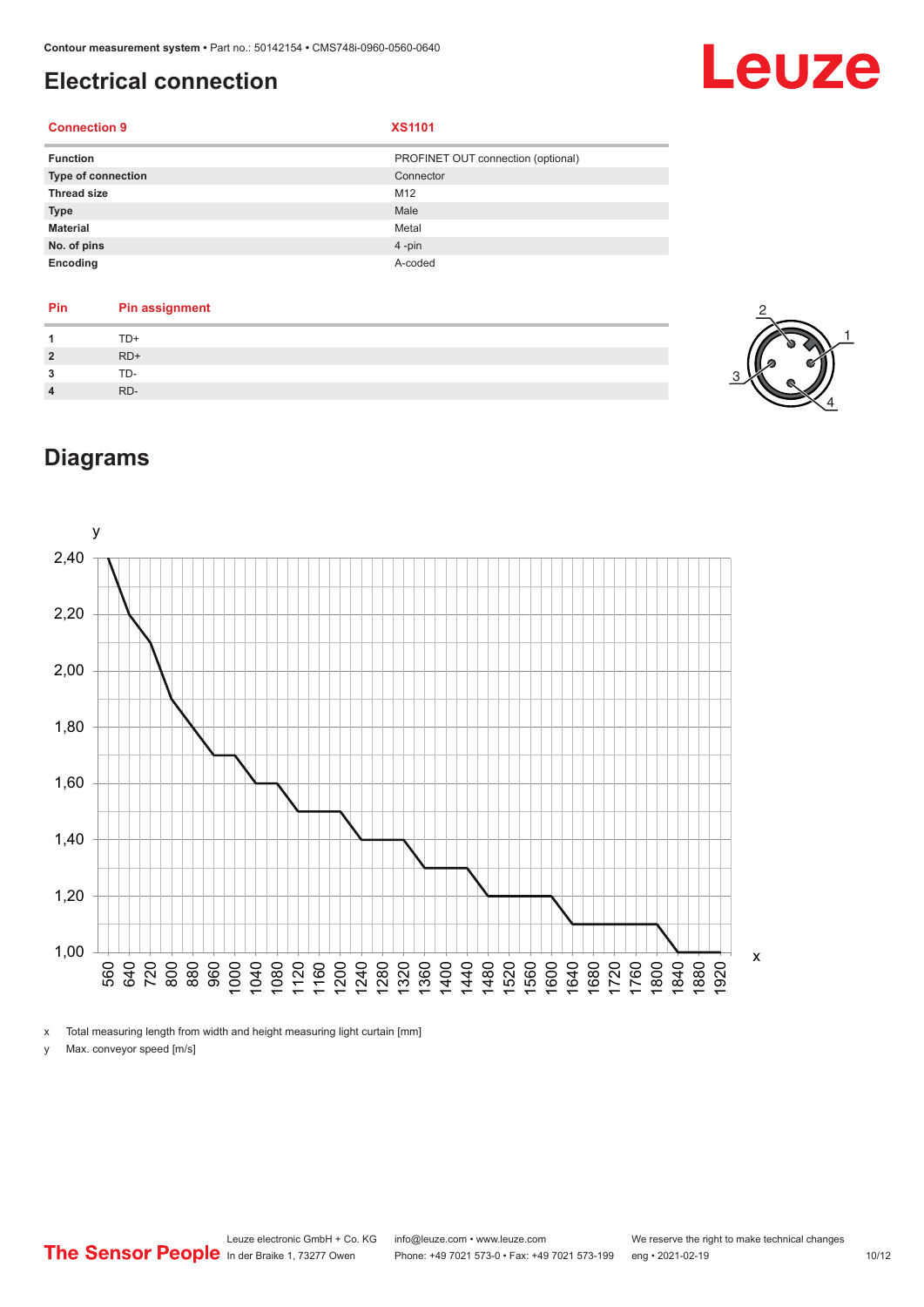## Electrical connection

| Connection 9 | XS1101 |
|---|---|
| Function | PROFINET OUT connection (optional) |
| Type of connection | Connector |
| Thread size | M12 |
| Type | Male |
| Material | Metal |
| No. of pins | 4 -pin |
| Encoding | A-coded |

| Pin | Pin assignment |
|---|---|
| 1 | TD+ |
| 2 | RD+ |
| 3 | TD- |
| 4 | RD- |

## Diagrams

x Total measuring length from width and height measuring light curtain [mm]

y Max. conveyor speed [m/s]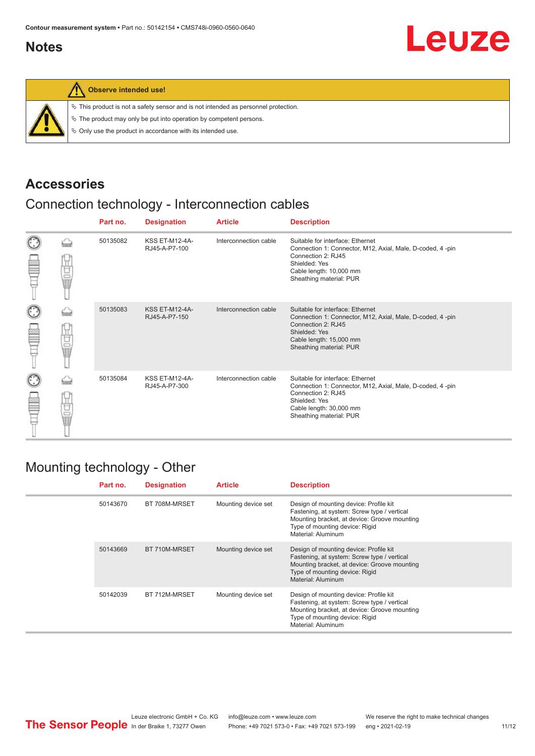## Notes

**Observe intended use!**

- This product is not a safety sensor and is not intended as personnel protection.
- The product may only be put into operation by competent persons.
- Only use the product in accordance with its intended use.

## Accessories

### Connection technology - Interconnection cables

| Part no. | Designation | Article | Description |
|---|---|---|---|
| 50135082 | KSS ET-M12-4A-RJ45-A-P7-100 | Interconnection cable | Suitable for interface: Ethernet<br>Connection 1: Connector, M12, Axial, Male, D-coded, 4 -pin<br>Connection 2: RJ45<br>Shielded: Yes<br>Cable length: 10,000 mm<br>Sheathing material: PUR |
| 50135083 | KSS ET-M12-4A-RJ45-A-P7-150 | Interconnection cable | Suitable for interface: Ethernet<br>Connection 1: Connector, M12, Axial, Male, D-coded, 4 -pin<br>Connection 2: RJ45<br>Shielded: Yes<br>Cable length: 15,000 mm<br>Sheathing material: PUR |
| 50135084 | KSS ET-M12-4A-RJ45-A-P7-300 | Interconnection cable | Suitable for interface: Ethernet<br>Connection 1: Connector, M12, Axial, Male, D-coded, 4 -pin<br>Connection 2: RJ45<br>Shielded: Yes<br>Cable length: 30,000 mm<br>Sheathing material: PUR |

### Mounting technology - Other

| Part no. | Designation | Article | Description |
|---|---|---|---|
| 50143670 | BT 708M-MRSET | Mounting device set | Design of mounting device: Profile kit<br>Fastening, at system: Screw type / vertical<br>Mounting bracket, at device: Groove mounting<br>Type of mounting device: Rigid<br>Material: Aluminum |
| 50143669 | BT 710M-MRSET | Mounting device set | Design of mounting device: Profile kit<br>Fastening, at system: Screw type / vertical<br>Mounting bracket, at device: Groove mounting<br>Type of mounting device: Rigid<br>Material: Aluminum |
| 50142039 | BT 712M-MRSET | Mounting device set | Design of mounting device: Profile kit<br>Fastening, at system: Screw type / vertical<br>Mounting bracket, at device: Groove mounting<br>Type of mounting device: Rigid<br>Material: Aluminum |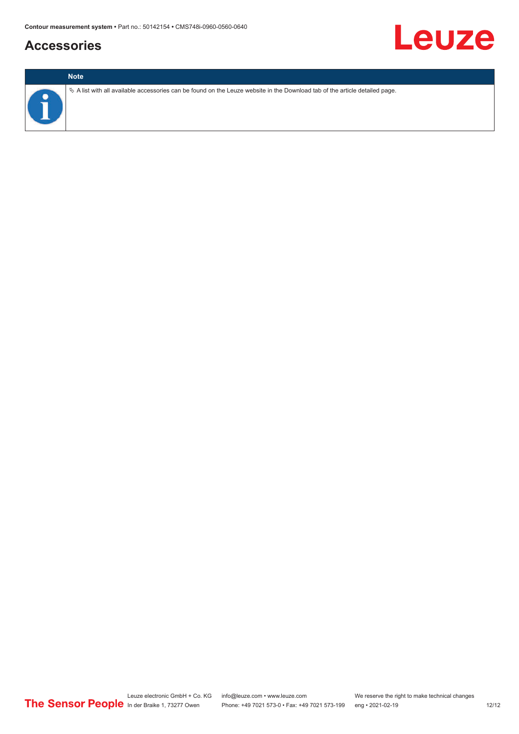## Accessories

| | Note |
|---|---|
| | ✎ A list with all available accessories can be found on the Leuze website in the Download tab of the article detailed page. |